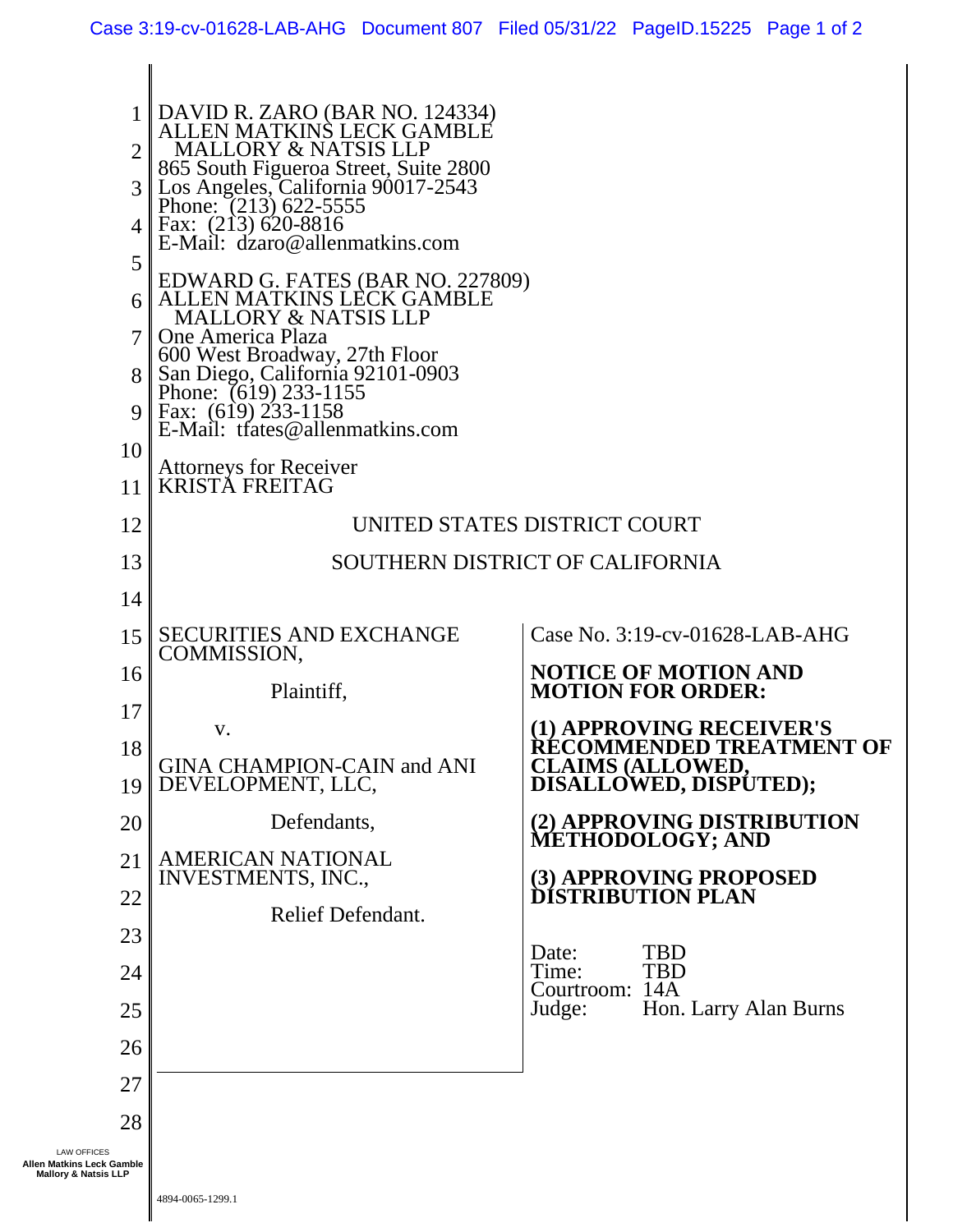DAVID R. ZARO (BAR NO. 124334)
ALLEN MATKINS LECK GAMBLE
MALLORY & NATSIS LLP
865 South Figueroa Street, Suite 2800
Los Angeles, California 90017-2543
Phone: (213) 622-5555
Fax: (213) 620-8816
E-Mail: dzaro@allenmatkins.com

EDWARD G. FATES (BAR NO. 227809)
ALLEN MATKINS LECK GAMBLE
MALLORY & NATSIS LLP
One America Plaza
600 West Broadway, 27th Floor
San Diego, California 92101-0903
Phone: (619) 233-1155
Fax: (619) 233-1158
E-Mail: tfates@allenmatkins.com

Attorneys for Receiver
KRISTA FREITAG

UNITED STATES DISTRICT COURT

SOUTHERN DISTRICT OF CALIFORNIA

SECURITIES AND EXCHANGE COMMISSION,

Plaintiff,

v.

GINA CHAMPION-CAIN and ANI DEVELOPMENT, LLC,

Defendants,

AMERICAN NATIONAL INVESTMENTS, INC.,

Relief Defendant.

Case No. 3:19-cv-01628-LAB-AHG

**NOTICE OF MOTION AND MOTION FOR ORDER:**

**(1) APPROVING RECEIVER'S RECOMMENDED TREATMENT OF CLAIMS (ALLOWED, DISALLOWED, DISPUTED);**

**(2) APPROVING DISTRIBUTION METHODOLOGY; AND**

**(3) APPROVING PROPOSED DISTRIBUTION PLAN**

Date: TBD
Time: TBD
Courtroom: 14A
Judge: Hon. Larry Alan Burns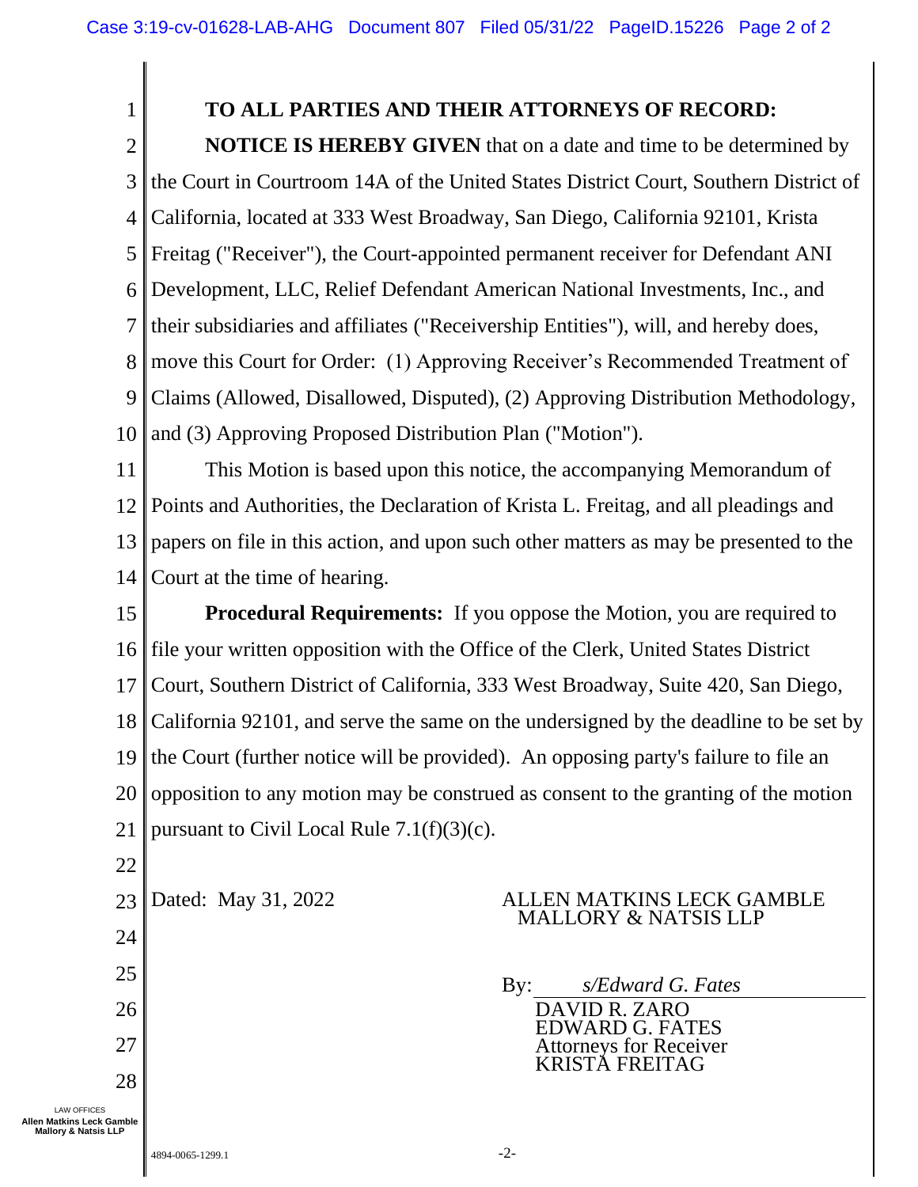**TO ALL PARTIES AND THEIR ATTORNEYS OF RECORD:**

**NOTICE IS HEREBY GIVEN** that on a date and time to be determined by the Court in Courtroom 14A of the United States District Court, Southern District of California, located at 333 West Broadway, San Diego, California 92101, Krista Freitag ("Receiver"), the Court-appointed permanent receiver for Defendant ANI Development, LLC, Relief Defendant American National Investments, Inc., and their subsidiaries and affiliates ("Receivership Entities"), will, and hereby does, move this Court for Order: (1) Approving Receiver's Recommended Treatment of Claims (Allowed, Disallowed, Disputed), (2) Approving Distribution Methodology, and (3) Approving Proposed Distribution Plan ("Motion").

This Motion is based upon this notice, the accompanying Memorandum of Points and Authorities, the Declaration of Krista L. Freitag, and all pleadings and papers on file in this action, and upon such other matters as may be presented to the Court at the time of hearing.

**Procedural Requirements:** If you oppose the Motion, you are required to file your written opposition with the Office of the Clerk, United States District Court, Southern District of California, 333 West Broadway, Suite 420, San Diego, California 92101, and serve the same on the undersigned by the deadline to be set by the Court (further notice will be provided). An opposing party's failure to file an opposition to any motion may be construed as consent to the granting of the motion pursuant to Civil Local Rule 7.1(f)(3)(c).

Dated: May 31, 2022

ALLEN MATKINS LECK GAMBLE MALLORY & NATSIS LLP

By: *s/Edward G. Fates*
DAVID R. ZARO
EDWARD G. FATES
Attorneys for Receiver
KRISTA FREITAG

4894-0065-1299.1